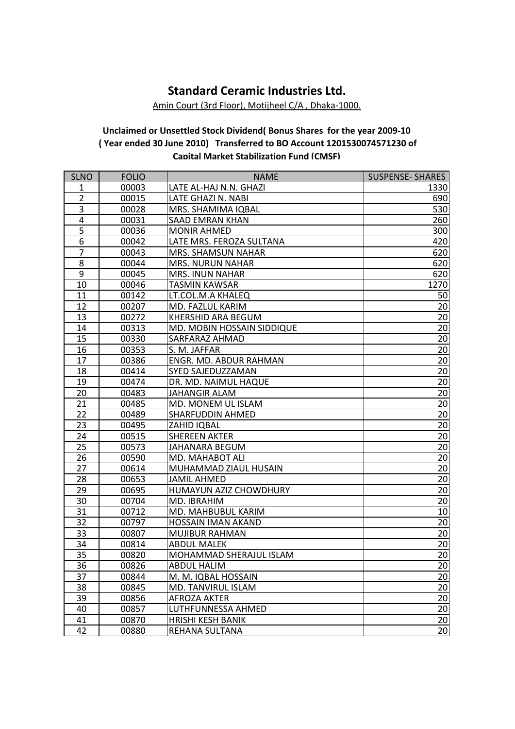# Standard Ceramic Industries Ltd.

Amin Court (3rd Floor), Motijheel C/A , Dhaka-1000.

**Unclaimed or Unsettled Stock Dividend( Bonus Shares for the year 2009-10 ( Year ended 30 June 2010) Transferred to BO Account 1201530074571230 of Capital Market Stabilization Fund (CMSF)**

| SLNO | FOLIO | NAME | SUSPENSE- SHARES |
|---|---|---|---|
| 1 | 00003 | LATE AL-HAJ N.N. GHAZI | 1330 |
| 2 | 00015 | LATE GHAZI N. NABI | 690 |
| 3 | 00028 | MRS. SHAMIMA IQBAL | 530 |
| 4 | 00031 | SAAD EMRAN KHAN | 260 |
| 5 | 00036 | MONIR AHMED | 300 |
| 6 | 00042 | LATE MRS. FEROZA SULTANA | 420 |
| 7 | 00043 | MRS. SHAMSUN NAHAR | 620 |
| 8 | 00044 | MRS. NURUN NAHAR | 620 |
| 9 | 00045 | MRS. INUN NAHAR | 620 |
| 10 | 00046 | TASMIN KAWSAR | 1270 |
| 11 | 00142 | LT.COL.M.A KHALEQ | 50 |
| 12 | 00207 | MD. FAZLUL KARIM | 20 |
| 13 | 00272 | KHERSHID ARA BEGUM | 20 |
| 14 | 00313 | MD. MOBIN HOSSAIN SIDDIQUE | 20 |
| 15 | 00330 | SARFARAZ AHMAD | 20 |
| 16 | 00353 | S. M. JAFFAR | 20 |
| 17 | 00386 | ENGR. MD. ABDUR RAHMAN | 20 |
| 18 | 00414 | SYED SAJEDUZZAMAN | 20 |
| 19 | 00474 | DR. MD. NAIMUL HAQUE | 20 |
| 20 | 00483 | JAHANGIR ALAM | 20 |
| 21 | 00485 | MD. MONEM UL ISLAM | 20 |
| 22 | 00489 | SHARFUDDIN AHMED | 20 |
| 23 | 00495 | ZAHID IQBAL | 20 |
| 24 | 00515 | SHEREEN AKTER | 20 |
| 25 | 00573 | JAHANARA BEGUM | 20 |
| 26 | 00590 | MD. MAHABOT ALI | 20 |
| 27 | 00614 | MUHAMMAD ZIAUL HUSAIN | 20 |
| 28 | 00653 | JAMIL AHMED | 20 |
| 29 | 00695 | HUMAYUN AZIZ CHOWDHURY | 20 |
| 30 | 00704 | MD. IBRAHIM | 20 |
| 31 | 00712 | MD. MAHBUBUL KARIM | 10 |
| 32 | 00797 | HOSSAIN IMAN AKAND | 20 |
| 33 | 00807 | MUJIBUR RAHMAN | 20 |
| 34 | 00814 | ABDUL MALEK | 20 |
| 35 | 00820 | MOHAMMAD SHERAJUL ISLAM | 20 |
| 36 | 00826 | ABDUL HALIM | 20 |
| 37 | 00844 | M. M. IQBAL HOSSAIN | 20 |
| 38 | 00845 | MD. TANVIRUL ISLAM | 20 |
| 39 | 00856 | AFROZA AKTER | 20 |
| 40 | 00857 | LUTHFUNNESSA AHMED | 20 |
| 41 | 00870 | HRISHI KESH BANIK | 20 |
| 42 | 00880 | REHANA SULTANA | 20 |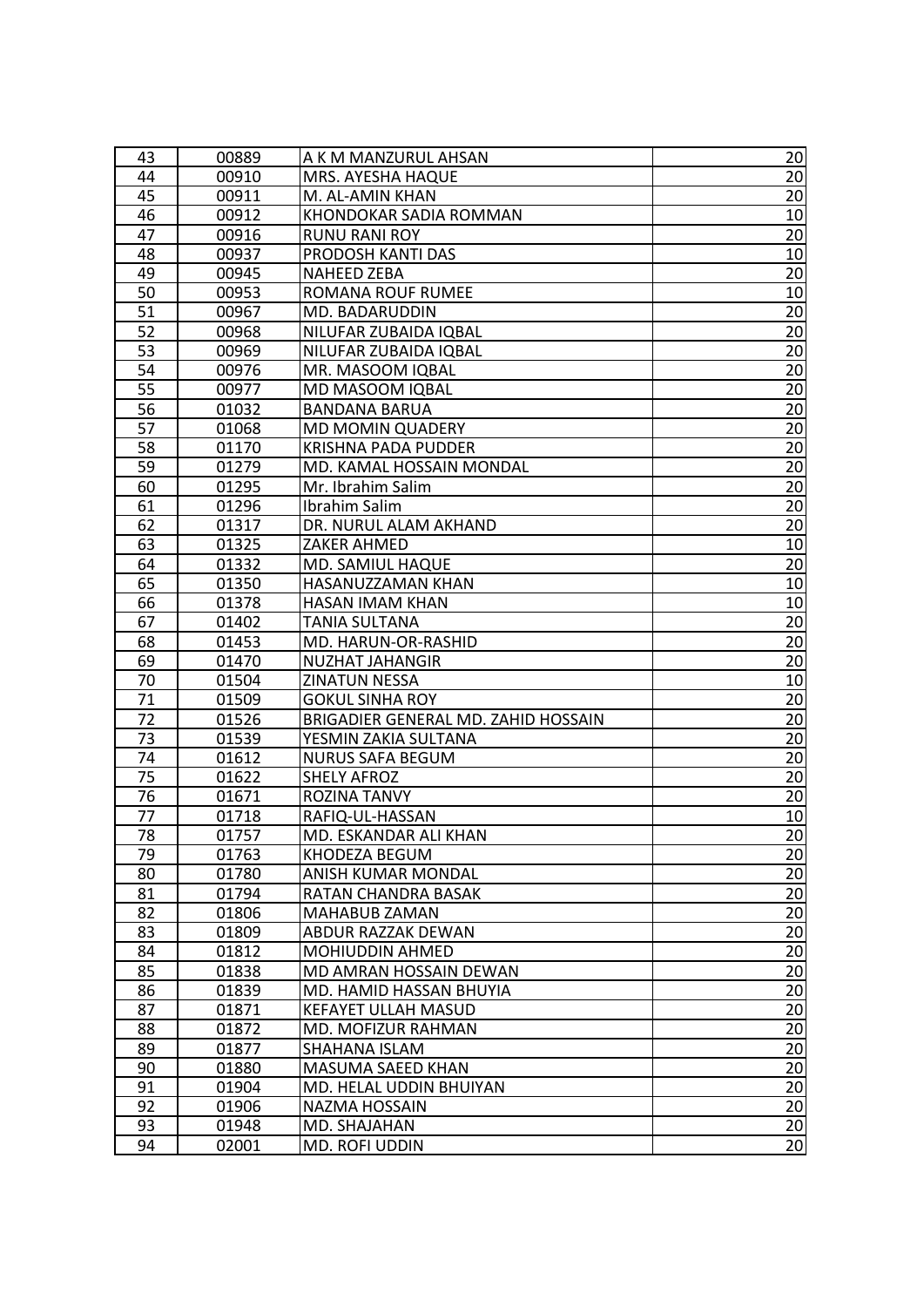| 43 | 00889 | A K M MANZURUL AHSAN | 20 |
|---|---|---|---|
| 44 | 00910 | MRS. AYESHA HAQUE | 20 |
| 45 | 00911 | M. AL-AMIN KHAN | 20 |
| 46 | 00912 | KHONDOKAR SADIA ROMMAN | 10 |
| 47 | 00916 | RUNU RANI ROY | 20 |
| 48 | 00937 | PRODOSH KANTI DAS | 10 |
| 49 | 00945 | NAHEED ZEBA | 20 |
| 50 | 00953 | ROMANA ROUF RUMEE | 10 |
| 51 | 00967 | MD. BADARUDDIN | 20 |
| 52 | 00968 | NILUFAR ZUBAIDA IQBAL | 20 |
| 53 | 00969 | NILUFAR ZUBAIDA IQBAL | 20 |
| 54 | 00976 | MR. MASOOM IQBAL | 20 |
| 55 | 00977 | MD MASOOM IQBAL | 20 |
| 56 | 01032 | BANDANA BARUA | 20 |
| 57 | 01068 | MD MOMIN QUADERY | 20 |
| 58 | 01170 | KRISHNA PADA PUDDER | 20 |
| 59 | 01279 | MD. KAMAL HOSSAIN MONDAL | 20 |
| 60 | 01295 | Mr. Ibrahim Salim | 20 |
| 61 | 01296 | Ibrahim Salim | 20 |
| 62 | 01317 | DR. NURUL ALAM AKHAND | 20 |
| 63 | 01325 | ZAKER AHMED | 10 |
| 64 | 01332 | MD. SAMIUL HAQUE | 20 |
| 65 | 01350 | HASANUZZAMAN KHAN | 10 |
| 66 | 01378 | HASAN IMAM KHAN | 10 |
| 67 | 01402 | TANIA SULTANA | 20 |
| 68 | 01453 | MD. HARUN-OR-RASHID | 20 |
| 69 | 01470 | NUZHAT JAHANGIR | 20 |
| 70 | 01504 | ZINATUN NESSA | 10 |
| 71 | 01509 | GOKUL SINHA ROY | 20 |
| 72 | 01526 | BRIGADIER GENERAL MD. ZAHID HOSSAIN | 20 |
| 73 | 01539 | YESMIN ZAKIA SULTANA | 20 |
| 74 | 01612 | NURUS SAFA BEGUM | 20 |
| 75 | 01622 | SHELY AFROZ | 20 |
| 76 | 01671 | ROZINA TANVY | 20 |
| 77 | 01718 | RAFIQ-UL-HASSAN | 10 |
| 78 | 01757 | MD. ESKANDAR ALI KHAN | 20 |
| 79 | 01763 | KHODEZA BEGUM | 20 |
| 80 | 01780 | ANISH KUMAR MONDAL | 20 |
| 81 | 01794 | RATAN CHANDRA BASAK | 20 |
| 82 | 01806 | MAHABUB ZAMAN | 20 |
| 83 | 01809 | ABDUR RAZZAK DEWAN | 20 |
| 84 | 01812 | MOHIUDDIN AHMED | 20 |
| 85 | 01838 | MD AMRAN HOSSAIN DEWAN | 20 |
| 86 | 01839 | MD. HAMID HASSAN BHUYIA | 20 |
| 87 | 01871 | KEFAYET ULLAH MASUD | 20 |
| 88 | 01872 | MD. MOFIZUR RAHMAN | 20 |
| 89 | 01877 | SHAHANA ISLAM | 20 |
| 90 | 01880 | MASUMA SAEED KHAN | 20 |
| 91 | 01904 | MD. HELAL UDDIN BHUIYAN | 20 |
| 92 | 01906 | NAZMA HOSSAIN | 20 |
| 93 | 01948 | MD. SHAJAHAN | 20 |
| 94 | 02001 | MD. ROFI UDDIN | 20 |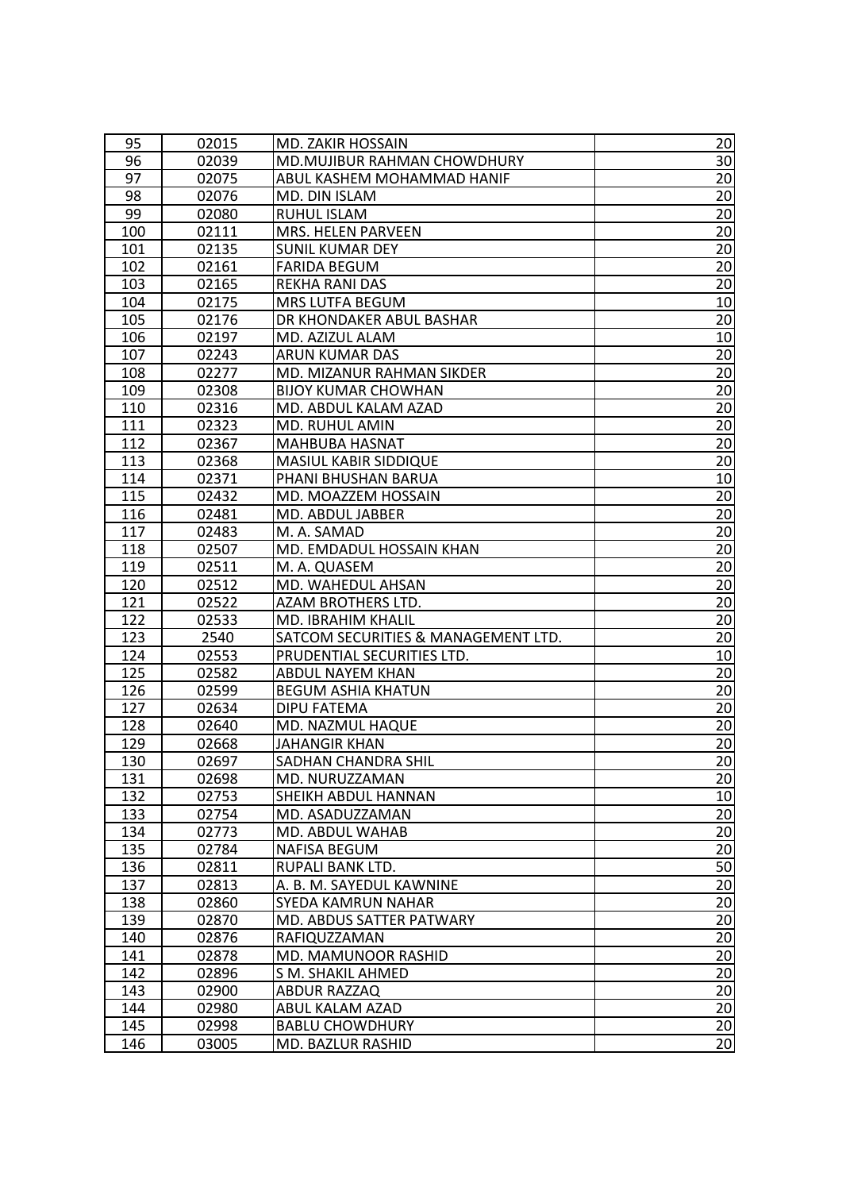| 95 | 02015 | MD. ZAKIR HOSSAIN | 20 |
|---|---|---|---|
| 96 | 02039 | MD.MUJIBUR RAHMAN CHOWDHURY | 30 |
| 97 | 02075 | ABUL KASHEM MOHAMMAD HANIF | 20 |
| 98 | 02076 | MD. DIN ISLAM | 20 |
| 99 | 02080 | RUHUL ISLAM | 20 |
| 100 | 02111 | MRS. HELEN PARVEEN | 20 |
| 101 | 02135 | SUNIL KUMAR DEY | 20 |
| 102 | 02161 | FARIDA BEGUM | 20 |
| 103 | 02165 | REKHA RANI DAS | 20 |
| 104 | 02175 | MRS LUTFA BEGUM | 10 |
| 105 | 02176 | DR KHONDAKER ABUL BASHAR | 20 |
| 106 | 02197 | MD. AZIZUL ALAM | 10 |
| 107 | 02243 | ARUN KUMAR DAS | 20 |
| 108 | 02277 | MD. MIZANUR RAHMAN SIKDER | 20 |
| 109 | 02308 | BIJOY KUMAR CHOWHAN | 20 |
| 110 | 02316 | MD. ABDUL KALAM AZAD | 20 |
| 111 | 02323 | MD. RUHUL AMIN | 20 |
| 112 | 02367 | MAHBUBA HASNAT | 20 |
| 113 | 02368 | MASIUL KABIR SIDDIQUE | 20 |
| 114 | 02371 | PHANI BHUSHAN BARUA | 10 |
| 115 | 02432 | MD. MOAZZEM HOSSAIN | 20 |
| 116 | 02481 | MD. ABDUL JABBER | 20 |
| 117 | 02483 | M. A. SAMAD | 20 |
| 118 | 02507 | MD. EMDADUL HOSSAIN KHAN | 20 |
| 119 | 02511 | M. A. QUASEM | 20 |
| 120 | 02512 | MD. WAHEDUL AHSAN | 20 |
| 121 | 02522 | AZAM BROTHERS LTD. | 20 |
| 122 | 02533 | MD. IBRAHIM KHALIL | 20 |
| 123 | 2540 | SATCOM SECURITIES & MANAGEMENT LTD. | 20 |
| 124 | 02553 | PRUDENTIAL SECURITIES LTD. | 10 |
| 125 | 02582 | ABDUL NAYEM KHAN | 20 |
| 126 | 02599 | BEGUM ASHIA KHATUN | 20 |
| 127 | 02634 | DIPU FATEMA | 20 |
| 128 | 02640 | MD. NAZMUL HAQUE | 20 |
| 129 | 02668 | JAHANGIR KHAN | 20 |
| 130 | 02697 | SADHAN CHANDRA SHIL | 20 |
| 131 | 02698 | MD. NURUZZAMAN | 20 |
| 132 | 02753 | SHEIKH ABDUL HANNAN | 10 |
| 133 | 02754 | MD. ASADUZZAMAN | 20 |
| 134 | 02773 | MD. ABDUL WAHAB | 20 |
| 135 | 02784 | NAFISA BEGUM | 20 |
| 136 | 02811 | RUPALI BANK LTD. | 50 |
| 137 | 02813 | A. B. M. SAYEDUL KAWNINE | 20 |
| 138 | 02860 | SYEDA KAMRUN NAHAR | 20 |
| 139 | 02870 | MD. ABDUS SATTER PATWARY | 20 |
| 140 | 02876 | RAFIQUZZAMAN | 20 |
| 141 | 02878 | MD. MAMUNOOR RASHID | 20 |
| 142 | 02896 | S M. SHAKIL AHMED | 20 |
| 143 | 02900 | ABDUR RAZZAQ | 20 |
| 144 | 02980 | ABUL KALAM AZAD | 20 |
| 145 | 02998 | BABLU CHOWDHURY | 20 |
| 146 | 03005 | MD. BAZLUR RASHID | 20 |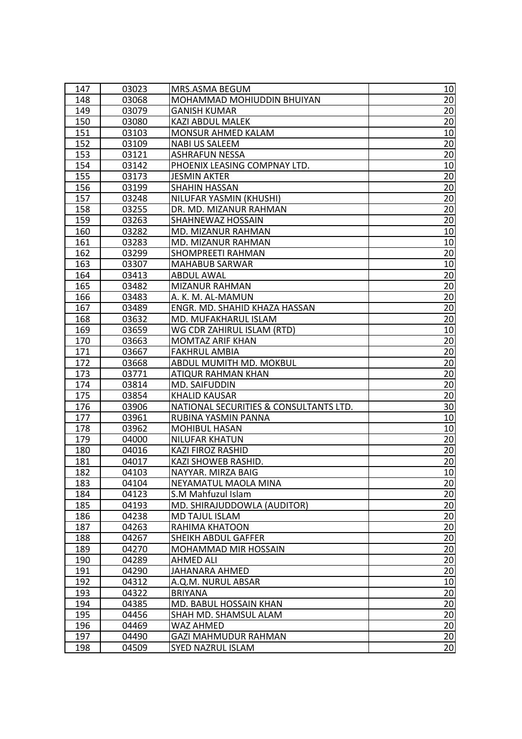| 147 | 03023 | MRS.ASMA BEGUM | 10 |
|---|---|---|---|
| 148 | 03068 | MOHAMMAD MOHIUDDIN BHUIYAN | 20 |
| 149 | 03079 | GANISH KUMAR | 20 |
| 150 | 03080 | KAZI ABDUL MALEK | 20 |
| 151 | 03103 | MONSUR AHMED KALAM | 10 |
| 152 | 03109 | NABI US SALEEM | 20 |
| 153 | 03121 | ASHRAFUN NESSA | 20 |
| 154 | 03142 | PHOENIX LEASING COMPNAY LTD. | 10 |
| 155 | 03173 | JESMIN AKTER | 20 |
| 156 | 03199 | SHAHIN HASSAN | 20 |
| 157 | 03248 | NILUFAR YASMIN (KHUSHI) | 20 |
| 158 | 03255 | DR. MD. MIZANUR RAHMAN | 20 |
| 159 | 03263 | SHAHNEWAZ HOSSAIN | 20 |
| 160 | 03282 | MD. MIZANUR RAHMAN | 10 |
| 161 | 03283 | MD. MIZANUR RAHMAN | 10 |
| 162 | 03299 | SHOMPREETI RAHMAN | 20 |
| 163 | 03307 | MAHABUB SARWAR | 10 |
| 164 | 03413 | ABDUL AWAL | 20 |
| 165 | 03482 | MIZANUR RAHMAN | 20 |
| 166 | 03483 | A. K. M. AL-MAMUN | 20 |
| 167 | 03489 | ENGR. MD. SHAHID KHAZA HASSAN | 20 |
| 168 | 03632 | MD. MUFAKHARUL ISLAM | 20 |
| 169 | 03659 | WG CDR ZAHIRUL ISLAM (RTD) | 10 |
| 170 | 03663 | MOMTAZ ARIF KHAN | 20 |
| 171 | 03667 | FAKHRUL AMBIA | 20 |
| 172 | 03668 | ABDUL MUMITH MD. MOKBUL | 20 |
| 173 | 03771 | ATIQUR RAHMAN KHAN | 20 |
| 174 | 03814 | MD. SAIFUDDIN | 20 |
| 175 | 03854 | KHALID KAUSAR | 20 |
| 176 | 03906 | NATIONAL SECURITIES & CONSULTANTS LTD. | 30 |
| 177 | 03961 | RUBINA YASMIN PANNA | 10 |
| 178 | 03962 | MOHIBUL HASAN | 10 |
| 179 | 04000 | NILUFAR KHATUN | 20 |
| 180 | 04016 | KAZI FIROZ RASHID | 20 |
| 181 | 04017 | KAZI SHOWEB RASHID. | 20 |
| 182 | 04103 | NAYYAR. MIRZA BAIG | 10 |
| 183 | 04104 | NEYAMATUL MAOLA MINA | 20 |
| 184 | 04123 | S.M Mahfuzul Islam | 20 |
| 185 | 04193 | MD. SHIRAJUDDOWLA (AUDITOR) | 20 |
| 186 | 04238 | MD TAJUL ISLAM | 20 |
| 187 | 04263 | RAHIMA KHATOON | 20 |
| 188 | 04267 | SHEIKH ABDUL GAFFER | 20 |
| 189 | 04270 | MOHAMMAD MIR HOSSAIN | 20 |
| 190 | 04289 | AHMED ALI | 20 |
| 191 | 04290 | JAHANARA AHMED | 20 |
| 192 | 04312 | A.Q.M. NURUL ABSAR | 10 |
| 193 | 04322 | BRIYANA | 20 |
| 194 | 04385 | MD. BABUL HOSSAIN KHAN | 20 |
| 195 | 04456 | SHAH MD. SHAMSUL ALAM | 20 |
| 196 | 04469 | WAZ AHMED | 20 |
| 197 | 04490 | GAZI MAHMUDUR RAHMAN | 20 |
| 198 | 04509 | SYED NAZRUL ISLAM | 20 |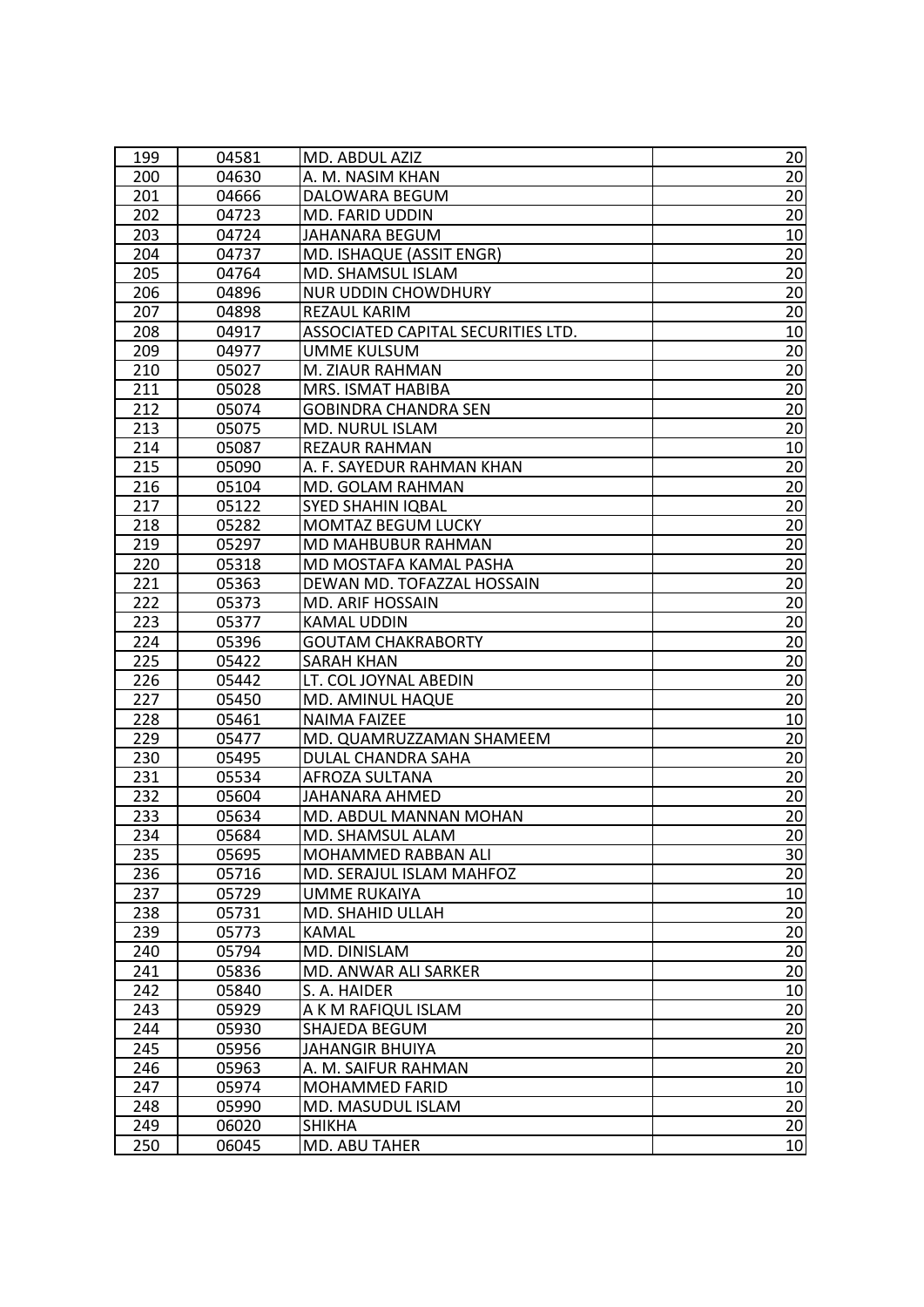| 199 | 04581 | MD. ABDUL AZIZ | 20 |
|---|---|---|---|
| 200 | 04630 | A. M. NASIM KHAN | 20 |
| 201 | 04666 | DALOWARA BEGUM | 20 |
| 202 | 04723 | MD. FARID UDDIN | 20 |
| 203 | 04724 | JAHANARA BEGUM | 10 |
| 204 | 04737 | MD. ISHAQUE (ASSIT ENGR) | 20 |
| 205 | 04764 | MD. SHAMSUL ISLAM | 20 |
| 206 | 04896 | NUR UDDIN CHOWDHURY | 20 |
| 207 | 04898 | REZAUL KARIM | 20 |
| 208 | 04917 | ASSOCIATED CAPITAL SECURITIES LTD. | 10 |
| 209 | 04977 | UMME KULSUM | 20 |
| 210 | 05027 | M. ZIAUR RAHMAN | 20 |
| 211 | 05028 | MRS. ISMAT HABIBA | 20 |
| 212 | 05074 | GOBINDRA CHANDRA SEN | 20 |
| 213 | 05075 | MD. NURUL ISLAM | 20 |
| 214 | 05087 | REZAUR RAHMAN | 10 |
| 215 | 05090 | A. F. SAYEDUR RAHMAN KHAN | 20 |
| 216 | 05104 | MD. GOLAM RAHMAN | 20 |
| 217 | 05122 | SYED SHAHIN IQBAL | 20 |
| 218 | 05282 | MOMTAZ BEGUM LUCKY | 20 |
| 219 | 05297 | MD MAHBUBUR RAHMAN | 20 |
| 220 | 05318 | MD MOSTAFA KAMAL PASHA | 20 |
| 221 | 05363 | DEWAN MD. TOFAZZAL HOSSAIN | 20 |
| 222 | 05373 | MD. ARIF HOSSAIN | 20 |
| 223 | 05377 | KAMAL UDDIN | 20 |
| 224 | 05396 | GOUTAM CHAKRABORTY | 20 |
| 225 | 05422 | SARAH KHAN | 20 |
| 226 | 05442 | LT. COL JOYNAL ABEDIN | 20 |
| 227 | 05450 | MD. AMINUL HAQUE | 20 |
| 228 | 05461 | NAIMA FAIZEE | 10 |
| 229 | 05477 | MD. QUAMRUZZAMAN SHAMEEM | 20 |
| 230 | 05495 | DULAL CHANDRA SAHA | 20 |
| 231 | 05534 | AFROZA SULTANA | 20 |
| 232 | 05604 | JAHANARA AHMED | 20 |
| 233 | 05634 | MD. ABDUL MANNAN MOHAN | 20 |
| 234 | 05684 | MD. SHAMSUL ALAM | 20 |
| 235 | 05695 | MOHAMMED RABBAN ALI | 30 |
| 236 | 05716 | MD. SERAJUL ISLAM MAHFOZ | 20 |
| 237 | 05729 | UMME RUKAIYA | 10 |
| 238 | 05731 | MD. SHAHID ULLAH | 20 |
| 239 | 05773 | KAMAL | 20 |
| 240 | 05794 | MD. DINISLAM | 20 |
| 241 | 05836 | MD. ANWAR ALI SARKER | 20 |
| 242 | 05840 | S. A. HAIDER | 10 |
| 243 | 05929 | A K M RAFIQUL ISLAM | 20 |
| 244 | 05930 | SHAJEDA BEGUM | 20 |
| 245 | 05956 | JAHANGIR BHUIYA | 20 |
| 246 | 05963 | A. M. SAIFUR RAHMAN | 20 |
| 247 | 05974 | MOHAMMED FARID | 10 |
| 248 | 05990 | MD. MASUDUL ISLAM | 20 |
| 249 | 06020 | SHIKHA | 20 |
| 250 | 06045 | MD. ABU TAHER | 10 |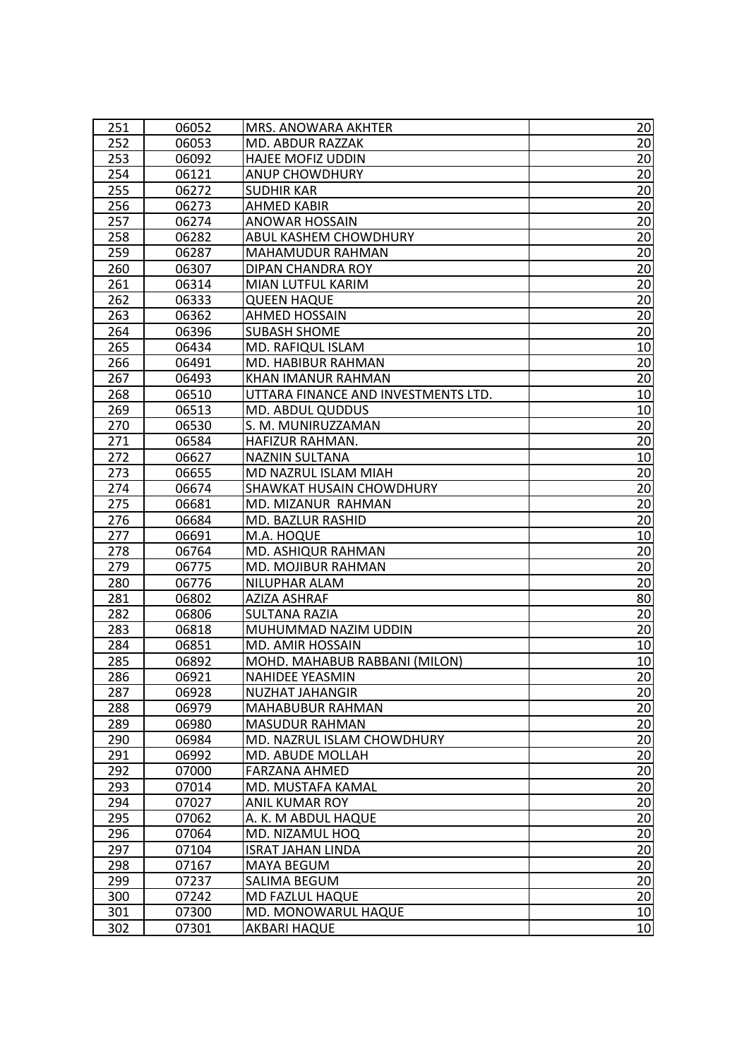| 251 | 06052 | MRS. ANOWARA AKHTER | 20 |
|---|---|---|---|
| 252 | 06053 | MD. ABDUR RAZZAK | 20 |
| 253 | 06092 | HAJEE MOFIZ UDDIN | 20 |
| 254 | 06121 | ANUP CHOWDHURY | 20 |
| 255 | 06272 | SUDHIR KAR | 20 |
| 256 | 06273 | AHMED KABIR | 20 |
| 257 | 06274 | ANOWAR HOSSAIN | 20 |
| 258 | 06282 | ABUL KASHEM CHOWDHURY | 20 |
| 259 | 06287 | MAHAMUDUR RAHMAN | 20 |
| 260 | 06307 | DIPAN CHANDRA ROY | 20 |
| 261 | 06314 | MIAN LUTFUL KARIM | 20 |
| 262 | 06333 | QUEEN HAQUE | 20 |
| 263 | 06362 | AHMED HOSSAIN | 20 |
| 264 | 06396 | SUBASH SHOME | 20 |
| 265 | 06434 | MD. RAFIQUL ISLAM | 10 |
| 266 | 06491 | MD. HABIBUR RAHMAN | 20 |
| 267 | 06493 | KHAN IMANUR RAHMAN | 20 |
| 268 | 06510 | UTTARA FINANCE AND INVESTMENTS LTD. | 10 |
| 269 | 06513 | MD. ABDUL QUDDUS | 10 |
| 270 | 06530 | S. M. MUNIRUZZAMAN | 20 |
| 271 | 06584 | HAFIZUR RAHMAN. | 20 |
| 272 | 06627 | NAZNIN SULTANA | 10 |
| 273 | 06655 | MD NAZRUL ISLAM MIAH | 20 |
| 274 | 06674 | SHAWKAT HUSAIN CHOWDHURY | 20 |
| 275 | 06681 | MD. MIZANUR RAHMAN | 20 |
| 276 | 06684 | MD. BAZLUR RASHID | 20 |
| 277 | 06691 | M.A. HOQUE | 10 |
| 278 | 06764 | MD. ASHIQUR RAHMAN | 20 |
| 279 | 06775 | MD. MOJIBUR RAHMAN | 20 |
| 280 | 06776 | NILUPHAR ALAM | 20 |
| 281 | 06802 | AZIZA ASHRAF | 80 |
| 282 | 06806 | SULTANA RAZIA | 20 |
| 283 | 06818 | MUHUMMAD NAZIM UDDIN | 20 |
| 284 | 06851 | MD. AMIR HOSSAIN | 10 |
| 285 | 06892 | MOHD. MAHABUB RABBANI (MILON) | 10 |
| 286 | 06921 | NAHIDEE YEASMIN | 20 |
| 287 | 06928 | NUZHAT JAHANGIR | 20 |
| 288 | 06979 | MAHABUBUR RAHMAN | 20 |
| 289 | 06980 | MASUDUR RAHMAN | 20 |
| 290 | 06984 | MD. NAZRUL ISLAM CHOWDHURY | 20 |
| 291 | 06992 | MD. ABUDE MOLLAH | 20 |
| 292 | 07000 | FARZANA AHMED | 20 |
| 293 | 07014 | MD. MUSTAFA KAMAL | 20 |
| 294 | 07027 | ANIL KUMAR ROY | 20 |
| 295 | 07062 | A. K. M ABDUL HAQUE | 20 |
| 296 | 07064 | MD. NIZAMUL HOQ | 20 |
| 297 | 07104 | ISRAT JAHAN LINDA | 20 |
| 298 | 07167 | MAYA BEGUM | 20 |
| 299 | 07237 | SALIMA BEGUM | 20 |
| 300 | 07242 | MD FAZLUL HAQUE | 20 |
| 301 | 07300 | MD. MONOWARUL HAQUE | 10 |
| 302 | 07301 | AKBARI HAQUE | 10 |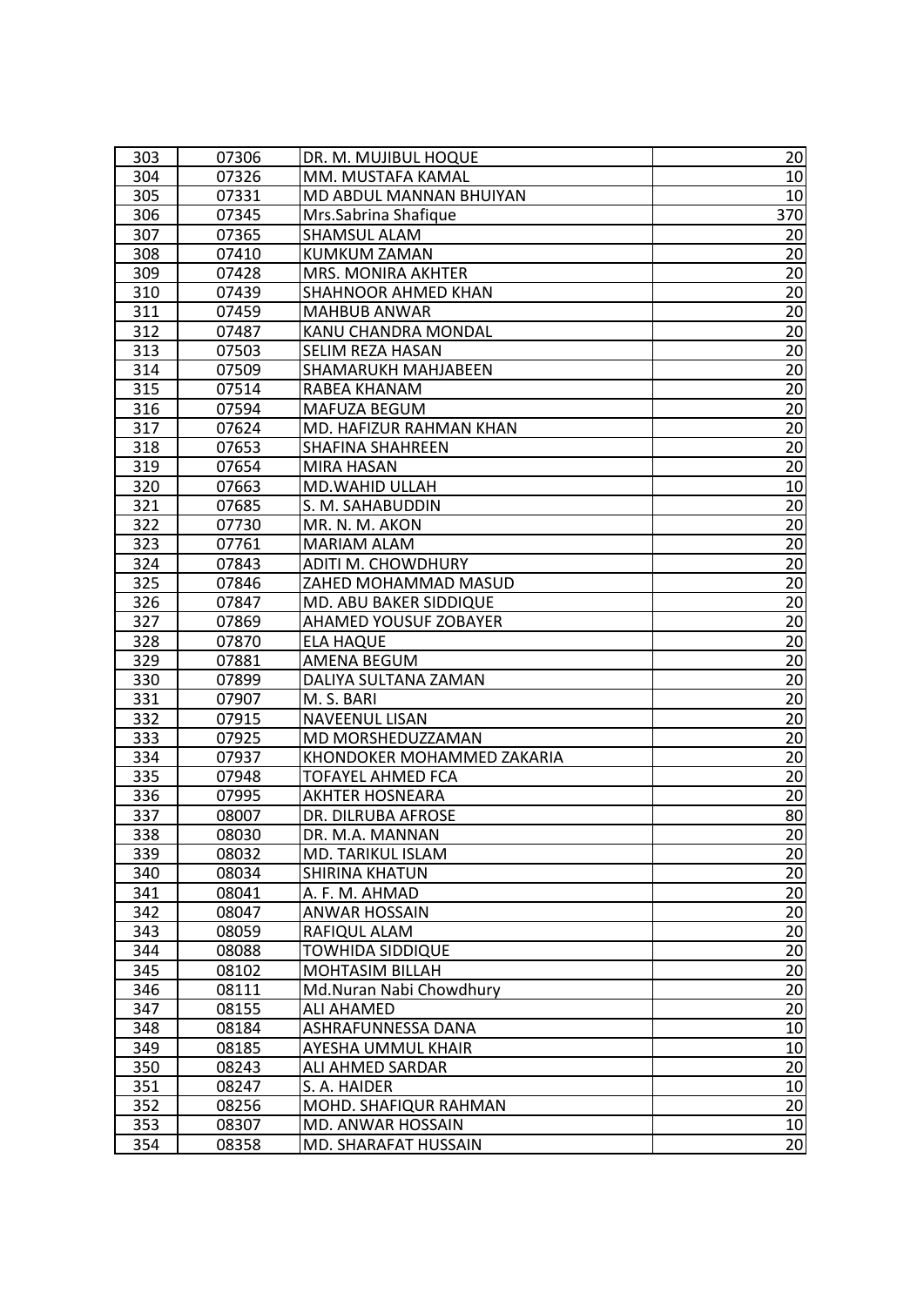| 303 | 07306 | DR. M. MUJIBUL HOQUE | 20 |
|---|---|---|---|
| 304 | 07326 | MM. MUSTAFA KAMAL | 10 |
| 305 | 07331 | MD ABDUL MANNAN BHUIYAN | 10 |
| 306 | 07345 | Mrs.Sabrina Shafique | 370 |
| 307 | 07365 | SHAMSUL ALAM | 20 |
| 308 | 07410 | KUMKUM ZAMAN | 20 |
| 309 | 07428 | MRS. MONIRA AKHTER | 20 |
| 310 | 07439 | SHAHNOOR AHMED KHAN | 20 |
| 311 | 07459 | MAHBUB ANWAR | 20 |
| 312 | 07487 | KANU CHANDRA MONDAL | 20 |
| 313 | 07503 | SELIM REZA HASAN | 20 |
| 314 | 07509 | SHAMARUKH MAHJABEEN | 20 |
| 315 | 07514 | RABEA KHANAM | 20 |
| 316 | 07594 | MAFUZA BEGUM | 20 |
| 317 | 07624 | MD. HAFIZUR RAHMAN KHAN | 20 |
| 318 | 07653 | SHAFINA SHAHREEN | 20 |
| 319 | 07654 | MIRA HASAN | 20 |
| 320 | 07663 | MD.WAHID ULLAH | 10 |
| 321 | 07685 | S. M. SAHABUDDIN | 20 |
| 322 | 07730 | MR. N. M. AKON | 20 |
| 323 | 07761 | MARIAM ALAM | 20 |
| 324 | 07843 | ADITI M. CHOWDHURY | 20 |
| 325 | 07846 | ZAHED MOHAMMAD MASUD | 20 |
| 326 | 07847 | MD. ABU BAKER SIDDIQUE | 20 |
| 327 | 07869 | AHAMED YOUSUF ZOBAYER | 20 |
| 328 | 07870 | ELA HAQUE | 20 |
| 329 | 07881 | AMENA BEGUM | 20 |
| 330 | 07899 | DALIYA SULTANA ZAMAN | 20 |
| 331 | 07907 | M. S. BARI | 20 |
| 332 | 07915 | NAVEENUL LISAN | 20 |
| 333 | 07925 | MD MORSHEDUZZAMAN | 20 |
| 334 | 07937 | KHONDOKER MOHAMMED ZAKARIA | 20 |
| 335 | 07948 | TOFAYEL AHMED FCA | 20 |
| 336 | 07995 | AKHTER HOSNEARA | 20 |
| 337 | 08007 | DR. DILRUBA AFROSE | 80 |
| 338 | 08030 | DR. M.A. MANNAN | 20 |
| 339 | 08032 | MD. TARIKUL ISLAM | 20 |
| 340 | 08034 | SHIRINA KHATUN | 20 |
| 341 | 08041 | A. F. M. AHMAD | 20 |
| 342 | 08047 | ANWAR HOSSAIN | 20 |
| 343 | 08059 | RAFIQUL ALAM | 20 |
| 344 | 08088 | TOWHIDA SIDDIQUE | 20 |
| 345 | 08102 | MOHTASIM BILLAH | 20 |
| 346 | 08111 | Md.Nuran Nabi Chowdhury | 20 |
| 347 | 08155 | ALI AHAMED | 20 |
| 348 | 08184 | ASHRAFUNNESSA DANA | 10 |
| 349 | 08185 | AYESHA UMMUL KHAIR | 10 |
| 350 | 08243 | ALI AHMED SARDAR | 20 |
| 351 | 08247 | S. A. HAIDER | 10 |
| 352 | 08256 | MOHD. SHAFIQUR RAHMAN | 20 |
| 353 | 08307 | MD. ANWAR HOSSAIN | 10 |
| 354 | 08358 | MD. SHARAFAT HUSSAIN | 20 |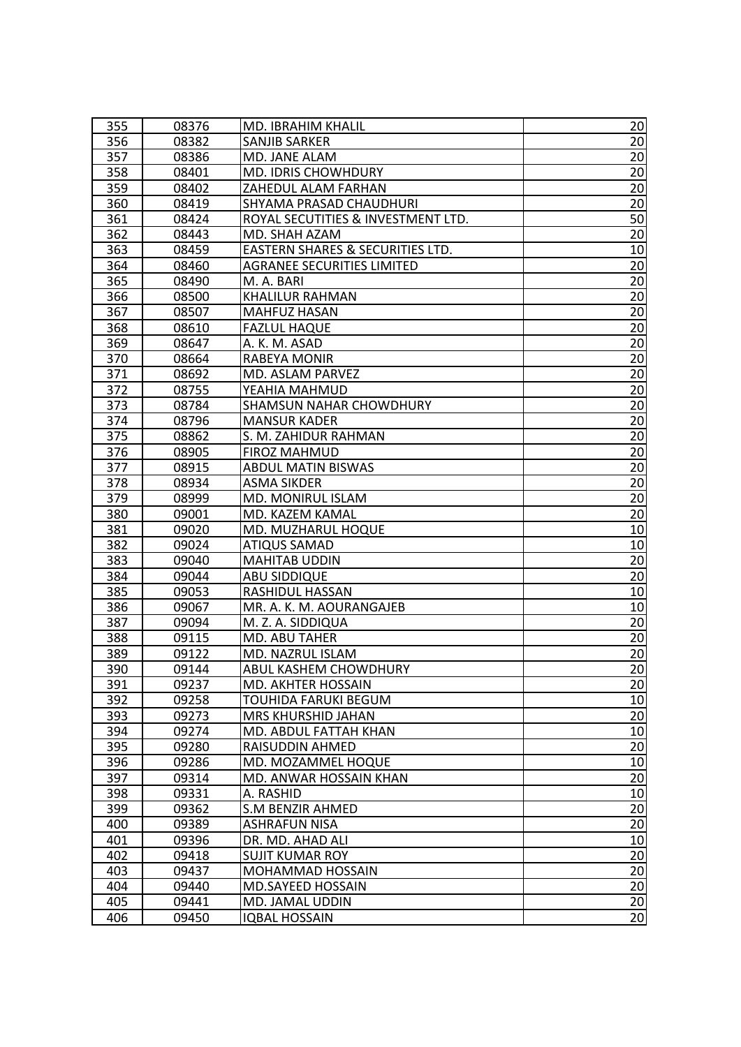| 355 | 08376 | MD. IBRAHIM KHALIL | 20 |
|---|---|---|---|
| 356 | 08382 | SANJIB SARKER | 20 |
| 357 | 08386 | MD. JANE ALAM | 20 |
| 358 | 08401 | MD. IDRIS CHOWHDURY | 20 |
| 359 | 08402 | ZAHEDUL ALAM FARHAN | 20 |
| 360 | 08419 | SHYAMA PRASAD CHAUDHURI | 20 |
| 361 | 08424 | ROYAL SECUTITIES & INVESTMENT LTD. | 50 |
| 362 | 08443 | MD. SHAH AZAM | 20 |
| 363 | 08459 | EASTERN SHARES & SECURITIES LTD. | 10 |
| 364 | 08460 | AGRANEE SECURITIES LIMITED | 20 |
| 365 | 08490 | M. A. BARI | 20 |
| 366 | 08500 | KHALILUR RAHMAN | 20 |
| 367 | 08507 | MAHFUZ HASAN | 20 |
| 368 | 08610 | FAZLUL HAQUE | 20 |
| 369 | 08647 | A. K. M. ASAD | 20 |
| 370 | 08664 | RABEYA MONIR | 20 |
| 371 | 08692 | MD. ASLAM PARVEZ | 20 |
| 372 | 08755 | YEAHIA MAHMUD | 20 |
| 373 | 08784 | SHAMSUN NAHAR CHOWDHURY | 20 |
| 374 | 08796 | MANSUR KADER | 20 |
| 375 | 08862 | S. M. ZAHIDUR RAHMAN | 20 |
| 376 | 08905 | FIROZ MAHMUD | 20 |
| 377 | 08915 | ABDUL MATIN BISWAS | 20 |
| 378 | 08934 | ASMA SIKDER | 20 |
| 379 | 08999 | MD. MONIRUL ISLAM | 20 |
| 380 | 09001 | MD. KAZEM KAMAL | 20 |
| 381 | 09020 | MD. MUZHARUL HOQUE | 10 |
| 382 | 09024 | ATIQUS SAMAD | 10 |
| 383 | 09040 | MAHITAB UDDIN | 20 |
| 384 | 09044 | ABU SIDDIQUE | 20 |
| 385 | 09053 | RASHIDUL HASSAN | 10 |
| 386 | 09067 | MR. A. K. M. AOURANGAJEB | 10 |
| 387 | 09094 | M. Z. A. SIDDIQUA | 20 |
| 388 | 09115 | MD. ABU TAHER | 20 |
| 389 | 09122 | MD. NAZRUL ISLAM | 20 |
| 390 | 09144 | ABUL KASHEM CHOWDHURY | 20 |
| 391 | 09237 | MD. AKHTER HOSSAIN | 20 |
| 392 | 09258 | TOUHIDA FARUKI BEGUM | 10 |
| 393 | 09273 | MRS KHURSHID JAHAN | 20 |
| 394 | 09274 | MD. ABDUL FATTAH KHAN | 10 |
| 395 | 09280 | RAISUDDIN AHMED | 20 |
| 396 | 09286 | MD. MOZAMMEL HOQUE | 10 |
| 397 | 09314 | MD. ANWAR HOSSAIN KHAN | 20 |
| 398 | 09331 | A. RASHID | 10 |
| 399 | 09362 | S.M BENZIR AHMED | 20 |
| 400 | 09389 | ASHRAFUN NISA | 20 |
| 401 | 09396 | DR. MD. AHAD ALI | 10 |
| 402 | 09418 | SUJIT KUMAR ROY | 20 |
| 403 | 09437 | MOHAMMAD HOSSAIN | 20 |
| 404 | 09440 | MD.SAYEED HOSSAIN | 20 |
| 405 | 09441 | MD. JAMAL UDDIN | 20 |
| 406 | 09450 | IQBAL HOSSAIN | 20 |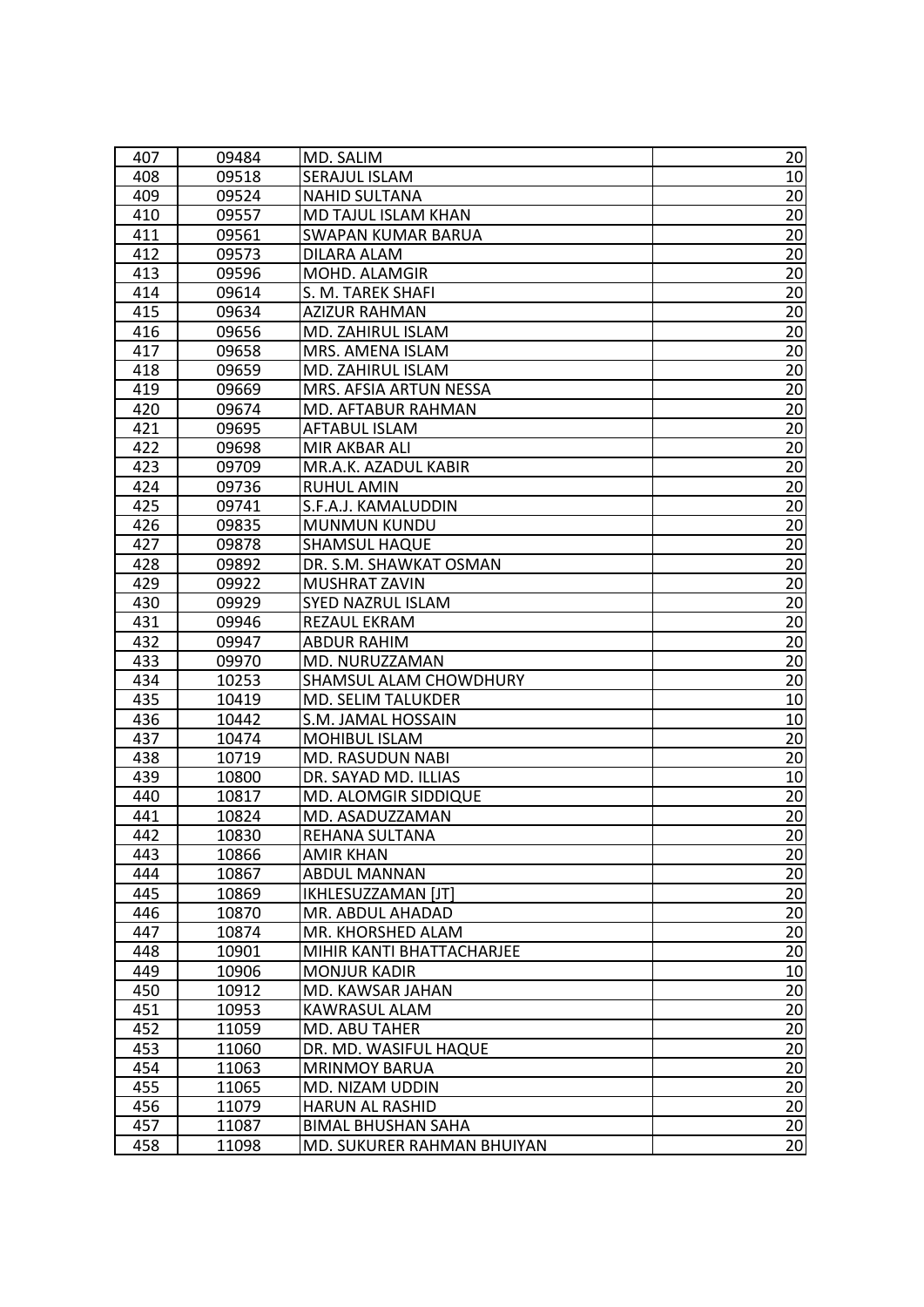| | | | |
|---|---|---|---|
| 407 | 09484 | MD. SALIM | 20 |
| 408 | 09518 | SERAJUL ISLAM | 10 |
| 409 | 09524 | NAHID SULTANA | 20 |
| 410 | 09557 | MD TAJUL ISLAM KHAN | 20 |
| 411 | 09561 | SWAPAN KUMAR BARUA | 20 |
| 412 | 09573 | DILARA ALAM | 20 |
| 413 | 09596 | MOHD. ALAMGIR | 20 |
| 414 | 09614 | S. M. TAREK SHAFI | 20 |
| 415 | 09634 | AZIZUR RAHMAN | 20 |
| 416 | 09656 | MD. ZAHIRUL ISLAM | 20 |
| 417 | 09658 | MRS. AMENA ISLAM | 20 |
| 418 | 09659 | MD. ZAHIRUL ISLAM | 20 |
| 419 | 09669 | MRS. AFSIA ARTUN NESSA | 20 |
| 420 | 09674 | MD. AFTABUR RAHMAN | 20 |
| 421 | 09695 | AFTABUL ISLAM | 20 |
| 422 | 09698 | MIR AKBAR ALI | 20 |
| 423 | 09709 | MR.A.K. AZADUL KABIR | 20 |
| 424 | 09736 | RUHUL AMIN | 20 |
| 425 | 09741 | S.F.A.J. KAMALUDDIN | 20 |
| 426 | 09835 | MUNMUN KUNDU | 20 |
| 427 | 09878 | SHAMSUL HAQUE | 20 |
| 428 | 09892 | DR. S.M. SHAWKAT OSMAN | 20 |
| 429 | 09922 | MUSHRAT ZAVIN | 20 |
| 430 | 09929 | SYED NAZRUL ISLAM | 20 |
| 431 | 09946 | REZAUL EKRAM | 20 |
| 432 | 09947 | ABDUR RAHIM | 20 |
| 433 | 09970 | MD. NURUZZAMAN | 20 |
| 434 | 10253 | SHAMSUL ALAM CHOWDHURY | 20 |
| 435 | 10419 | MD. SELIM TALUKDER | 10 |
| 436 | 10442 | S.M. JAMAL HOSSAIN | 10 |
| 437 | 10474 | MOHIBUL ISLAM | 20 |
| 438 | 10719 | MD. RASUDUN NABI | 20 |
| 439 | 10800 | DR. SAYAD MD. ILLIAS | 10 |
| 440 | 10817 | MD. ALOMGIR SIDDIQUE | 20 |
| 441 | 10824 | MD. ASADUZZAMAN | 20 |
| 442 | 10830 | REHANA SULTANA | 20 |
| 443 | 10866 | AMIR KHAN | 20 |
| 444 | 10867 | ABDUL MANNAN | 20 |
| 445 | 10869 | IKHLESUZZAMAN [JT] | 20 |
| 446 | 10870 | MR. ABDUL AHADAD | 20 |
| 447 | 10874 | MR. KHORSHED ALAM | 20 |
| 448 | 10901 | MIHIR KANTI BHATTACHARJEE | 20 |
| 449 | 10906 | MONJUR KADIR | 10 |
| 450 | 10912 | MD. KAWSAR JAHAN | 20 |
| 451 | 10953 | KAWRASUL ALAM | 20 |
| 452 | 11059 | MD. ABU TAHER | 20 |
| 453 | 11060 | DR. MD. WASIFUL HAQUE | 20 |
| 454 | 11063 | MRINMOY BARUA | 20 |
| 455 | 11065 | MD. NIZAM UDDIN | 20 |
| 456 | 11079 | HARUN AL RASHID | 20 |
| 457 | 11087 | BIMAL BHUSHAN SAHA | 20 |
| 458 | 11098 | MD. SUKURER RAHMAN BHUIYAN | 20 |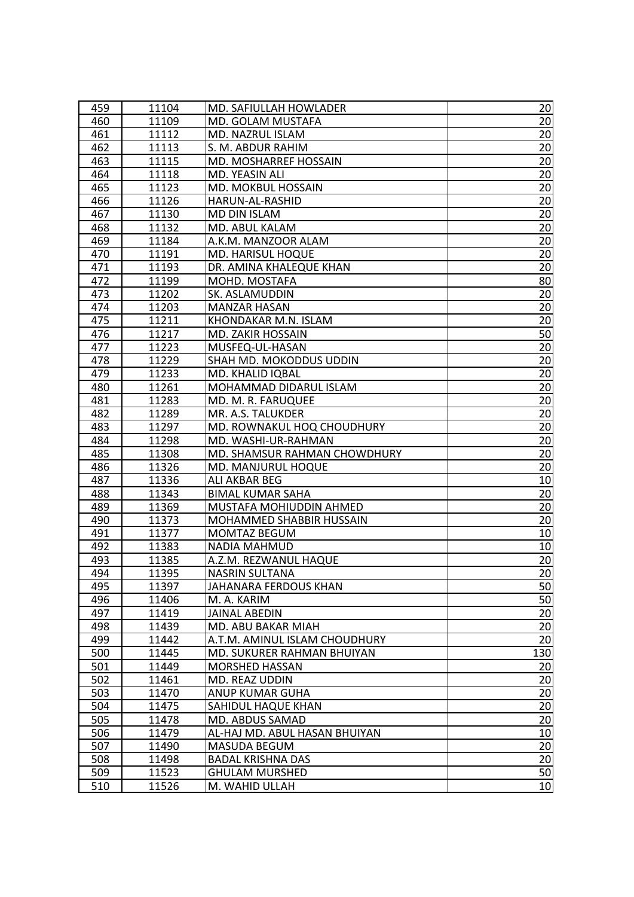| 459 | 11104 | MD. SAFIULLAH HOWLADER | 20 |
|---|---|---|---|
| 460 | 11109 | MD. GOLAM MUSTAFA | 20 |
| 461 | 11112 | MD. NAZRUL ISLAM | 20 |
| 462 | 11113 | S. M. ABDUR RAHIM | 20 |
| 463 | 11115 | MD. MOSHARREF HOSSAIN | 20 |
| 464 | 11118 | MD. YEASIN ALI | 20 |
| 465 | 11123 | MD. MOKBUL HOSSAIN | 20 |
| 466 | 11126 | HARUN-AL-RASHID | 20 |
| 467 | 11130 | MD DIN ISLAM | 20 |
| 468 | 11132 | MD. ABUL KALAM | 20 |
| 469 | 11184 | A.K.M. MANZOOR ALAM | 20 |
| 470 | 11191 | MD. HARISUL HOQUE | 20 |
| 471 | 11193 | DR. AMINA KHALEQUE KHAN | 20 |
| 472 | 11199 | MOHD. MOSTAFA | 80 |
| 473 | 11202 | SK. ASLAMUDDIN | 20 |
| 474 | 11203 | MANZAR HASAN | 20 |
| 475 | 11211 | KHONDAKAR M.N. ISLAM | 20 |
| 476 | 11217 | MD. ZAKIR HOSSAIN | 50 |
| 477 | 11223 | MUSFEQ-UL-HASAN | 20 |
| 478 | 11229 | SHAH MD. MOKODDUS UDDIN | 20 |
| 479 | 11233 | MD. KHALID IQBAL | 20 |
| 480 | 11261 | MOHAMMAD DIDARUL ISLAM | 20 |
| 481 | 11283 | MD. M. R. FARUQUEE | 20 |
| 482 | 11289 | MR. A.S. TALUKDER | 20 |
| 483 | 11297 | MD. ROWNAKUL HOQ CHOUDHURY | 20 |
| 484 | 11298 | MD. WASHI-UR-RAHMAN | 20 |
| 485 | 11308 | MD. SHAMSUR RAHMAN CHOWDHURY | 20 |
| 486 | 11326 | MD. MANJURUL HOQUE | 20 |
| 487 | 11336 | ALI AKBAR BEG | 10 |
| 488 | 11343 | BIMAL KUMAR SAHA | 20 |
| 489 | 11369 | MUSTAFA MOHIUDDIN AHMED | 20 |
| 490 | 11373 | MOHAMMED SHABBIR HUSSAIN | 20 |
| 491 | 11377 | MOMTAZ BEGUM | 10 |
| 492 | 11383 | NADIA MAHMUD | 10 |
| 493 | 11385 | A.Z.M. REZWANUL HAQUE | 20 |
| 494 | 11395 | NASRIN SULTANA | 20 |
| 495 | 11397 | JAHANARA FERDOUS KHAN | 50 |
| 496 | 11406 | M. A. KARIM | 50 |
| 497 | 11419 | JAINAL ABEDIN | 20 |
| 498 | 11439 | MD. ABU BAKAR MIAH | 20 |
| 499 | 11442 | A.T.M. AMINUL ISLAM CHOUDHURY | 20 |
| 500 | 11445 | MD. SUKURER RAHMAN BHUIYAN | 130 |
| 501 | 11449 | MORSHED HASSAN | 20 |
| 502 | 11461 | MD. REAZ UDDIN | 20 |
| 503 | 11470 | ANUP KUMAR GUHA | 20 |
| 504 | 11475 | SAHIDUL HAQUE KHAN | 20 |
| 505 | 11478 | MD. ABDUS SAMAD | 20 |
| 506 | 11479 | AL-HAJ MD. ABUL HASAN BHUIYAN | 10 |
| 507 | 11490 | MASUDA BEGUM | 20 |
| 508 | 11498 | BADAL KRISHNA DAS | 20 |
| 509 | 11523 | GHULAM MURSHED | 50 |
| 510 | 11526 | M. WAHID ULLAH | 10 |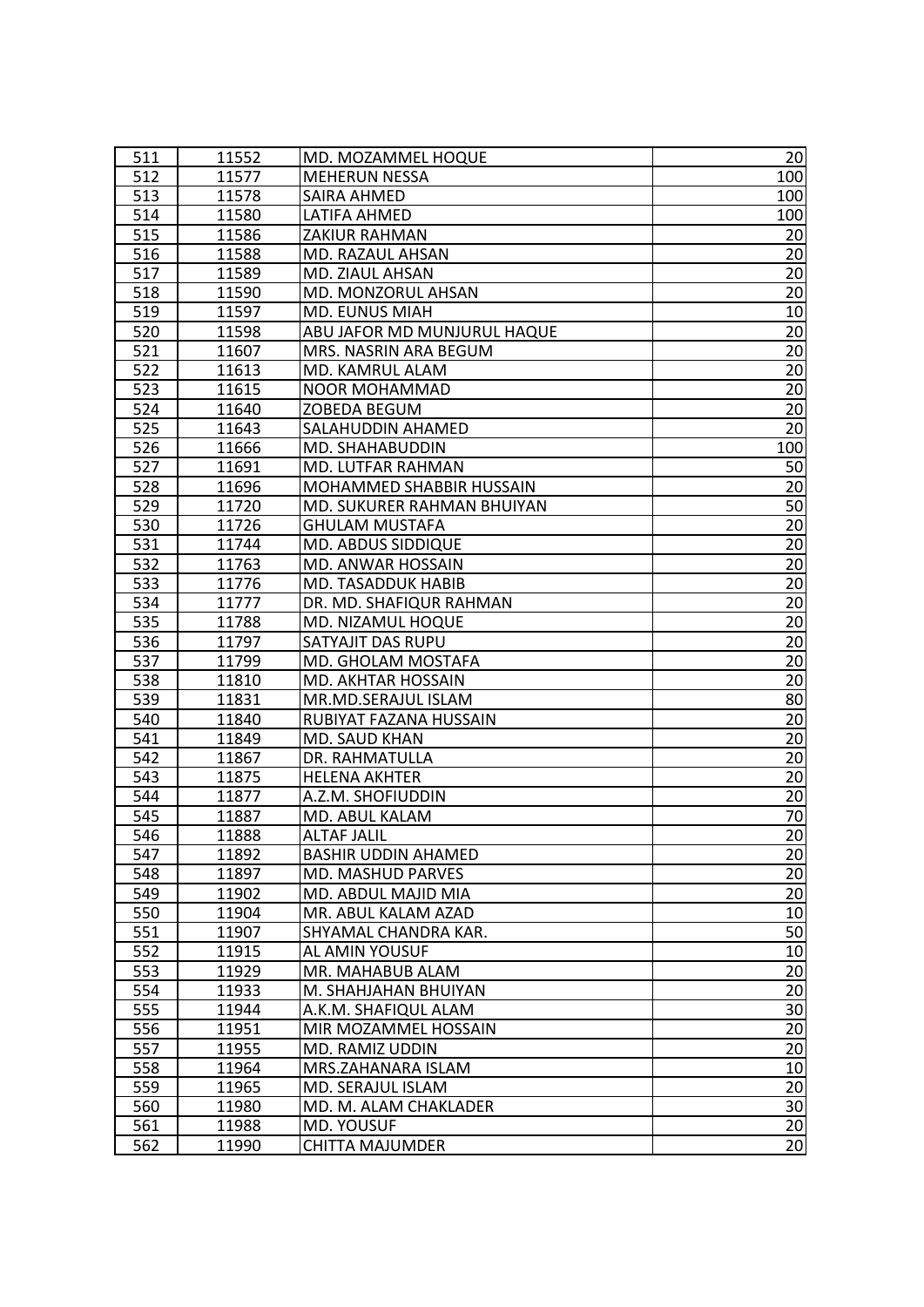| | | | |
|---|---|---|---|
| 511 | 11552 | MD. MOZAMMEL HOQUE | 20 |
| 512 | 11577 | MEHERUN NESSA | 100 |
| 513 | 11578 | SAIRA AHMED | 100 |
| 514 | 11580 | LATIFA AHMED | 100 |
| 515 | 11586 | ZAKIUR RAHMAN | 20 |
| 516 | 11588 | MD. RAZAUL AHSAN | 20 |
| 517 | 11589 | MD. ZIAUL AHSAN | 20 |
| 518 | 11590 | MD. MONZORUL AHSAN | 20 |
| 519 | 11597 | MD. EUNUS MIAH | 10 |
| 520 | 11598 | ABU JAFOR MD MUNJURUL HAQUE | 20 |
| 521 | 11607 | MRS. NASRIN ARA BEGUM | 20 |
| 522 | 11613 | MD. KAMRUL ALAM | 20 |
| 523 | 11615 | NOOR MOHAMMAD | 20 |
| 524 | 11640 | ZOBEDA BEGUM | 20 |
| 525 | 11643 | SALAHUDDIN AHAMED | 20 |
| 526 | 11666 | MD. SHAHABUDDIN | 100 |
| 527 | 11691 | MD. LUTFAR RAHMAN | 50 |
| 528 | 11696 | MOHAMMED SHABBIR HUSSAIN | 20 |
| 529 | 11720 | MD. SUKURER RAHMAN BHUIYAN | 50 |
| 530 | 11726 | GHULAM MUSTAFA | 20 |
| 531 | 11744 | MD. ABDUS SIDDIQUE | 20 |
| 532 | 11763 | MD. ANWAR HOSSAIN | 20 |
| 533 | 11776 | MD. TASADDUK HABIB | 20 |
| 534 | 11777 | DR. MD. SHAFIQUR RAHMAN | 20 |
| 535 | 11788 | MD. NIZAMUL HOQUE | 20 |
| 536 | 11797 | SATYAJIT DAS RUPU | 20 |
| 537 | 11799 | MD. GHOLAM MOSTAFA | 20 |
| 538 | 11810 | MD. AKHTAR HOSSAIN | 20 |
| 539 | 11831 | MR.MD.SERAJUL ISLAM | 80 |
| 540 | 11840 | RUBIYAT FAZANA HUSSAIN | 20 |
| 541 | 11849 | MD. SAUD KHAN | 20 |
| 542 | 11867 | DR. RAHMATULLA | 20 |
| 543 | 11875 | HELENA AKHTER | 20 |
| 544 | 11877 | A.Z.M. SHOFIUDDIN | 20 |
| 545 | 11887 | MD. ABUL KALAM | 70 |
| 546 | 11888 | ALTAF JALIL | 20 |
| 547 | 11892 | BASHIR UDDIN AHAMED | 20 |
| 548 | 11897 | MD. MASHUD PARVES | 20 |
| 549 | 11902 | MD. ABDUL MAJID MIA | 20 |
| 550 | 11904 | MR. ABUL KALAM AZAD | 10 |
| 551 | 11907 | SHYAMAL CHANDRA KAR. | 50 |
| 552 | 11915 | AL AMIN YOUSUF | 10 |
| 553 | 11929 | MR. MAHABUB ALAM | 20 |
| 554 | 11933 | M. SHAHJAHAN BHUIYAN | 20 |
| 555 | 11944 | A.K.M. SHAFIQUL ALAM | 30 |
| 556 | 11951 | MIR MOZAMMEL HOSSAIN | 20 |
| 557 | 11955 | MD. RAMIZ UDDIN | 20 |
| 558 | 11964 | MRS.ZAHANARA ISLAM | 10 |
| 559 | 11965 | MD. SERAJUL ISLAM | 20 |
| 560 | 11980 | MD. M. ALAM CHAKLADER | 30 |
| 561 | 11988 | MD. YOUSUF | 20 |
| 562 | 11990 | CHITTA MAJUMDER | 20 |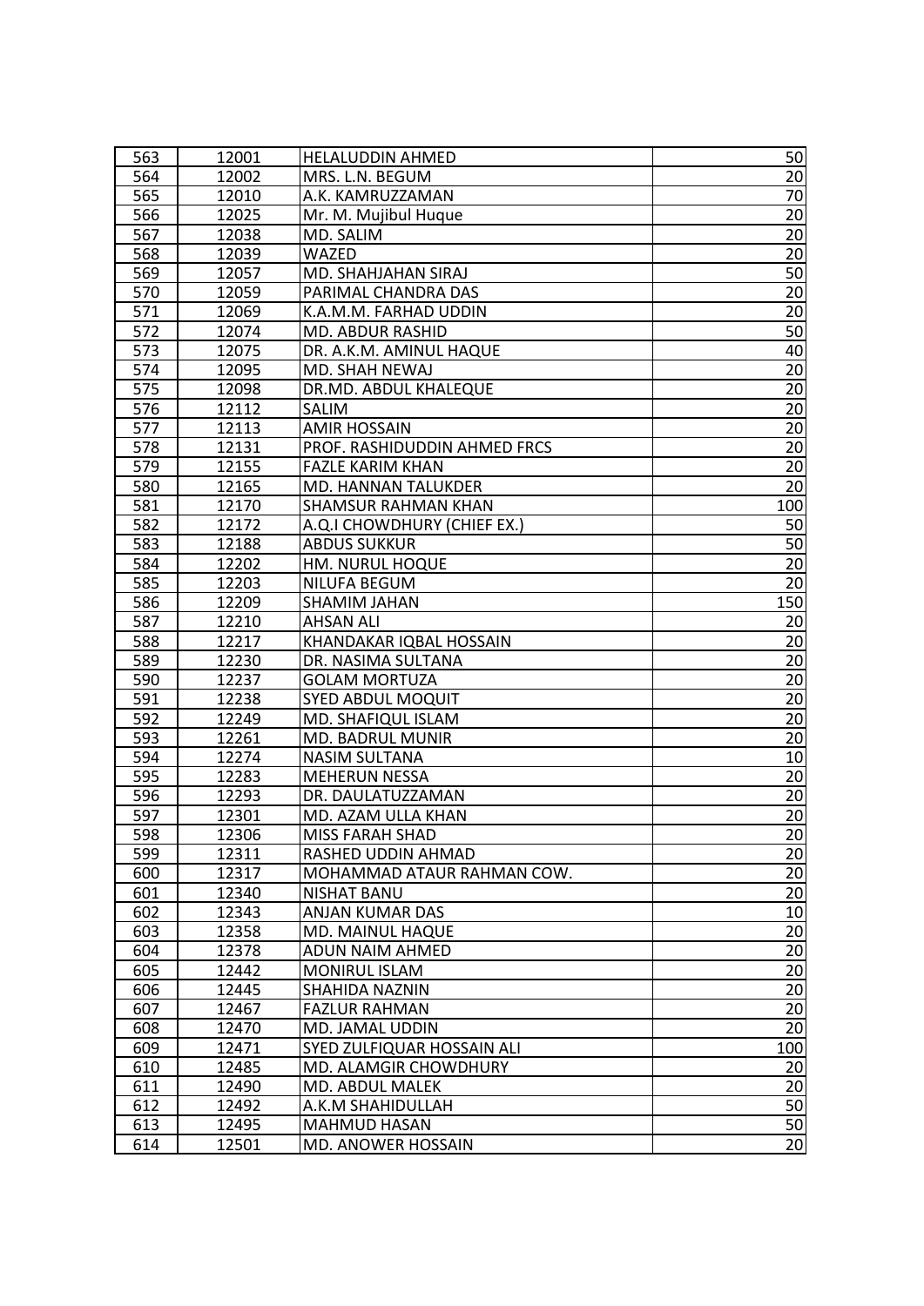| | | | |
|---|---|---|---|
| 563 | 12001 | HELALUDDIN AHMED | 50 |
| 564 | 12002 | MRS. L.N. BEGUM | 20 |
| 565 | 12010 | A.K. KAMRUZZAMAN | 70 |
| 566 | 12025 | Mr. M. Mujibul Huque | 20 |
| 567 | 12038 | MD. SALIM | 20 |
| 568 | 12039 | WAZED | 20 |
| 569 | 12057 | MD. SHAHJAHAN SIRAJ | 50 |
| 570 | 12059 | PARIMAL CHANDRA DAS | 20 |
| 571 | 12069 | K.A.M.M. FARHAD UDDIN | 20 |
| 572 | 12074 | MD. ABDUR RASHID | 50 |
| 573 | 12075 | DR. A.K.M. AMINUL HAQUE | 40 |
| 574 | 12095 | MD. SHAH NEWAJ | 20 |
| 575 | 12098 | DR.MD. ABDUL KHALEQUE | 20 |
| 576 | 12112 | SALIM | 20 |
| 577 | 12113 | AMIR HOSSAIN | 20 |
| 578 | 12131 | PROF. RASHIDUDDIN AHMED FRCS | 20 |
| 579 | 12155 | FAZLE KARIM KHAN | 20 |
| 580 | 12165 | MD. HANNAN TALUKDER | 20 |
| 581 | 12170 | SHAMSUR RAHMAN KHAN | 100 |
| 582 | 12172 | A.Q.I CHOWDHURY (CHIEF EX.) | 50 |
| 583 | 12188 | ABDUS SUKKUR | 50 |
| 584 | 12202 | HM. NURUL HOQUE | 20 |
| 585 | 12203 | NILUFA BEGUM | 20 |
| 586 | 12209 | SHAMIM JAHAN | 150 |
| 587 | 12210 | AHSAN ALI | 20 |
| 588 | 12217 | KHANDAKAR IQBAL HOSSAIN | 20 |
| 589 | 12230 | DR. NASIMA SULTANA | 20 |
| 590 | 12237 | GOLAM MORTUZA | 20 |
| 591 | 12238 | SYED ABDUL MOQUIT | 20 |
| 592 | 12249 | MD. SHAFIQUL ISLAM | 20 |
| 593 | 12261 | MD. BADRUL MUNIR | 20 |
| 594 | 12274 | NASIM SULTANA | 10 |
| 595 | 12283 | MEHERUN NESSA | 20 |
| 596 | 12293 | DR. DAULATUZZAMAN | 20 |
| 597 | 12301 | MD. AZAM ULLA KHAN | 20 |
| 598 | 12306 | MISS FARAH SHAD | 20 |
| 599 | 12311 | RASHED UDDIN AHMAD | 20 |
| 600 | 12317 | MOHAMMAD ATAUR RAHMAN COW. | 20 |
| 601 | 12340 | NISHAT BANU | 20 |
| 602 | 12343 | ANJAN KUMAR DAS | 10 |
| 603 | 12358 | MD. MAINUL HAQUE | 20 |
| 604 | 12378 | ADUN NAIM AHMED | 20 |
| 605 | 12442 | MONIRUL ISLAM | 20 |
| 606 | 12445 | SHAHIDA NAZNIN | 20 |
| 607 | 12467 | FAZLUR RAHMAN | 20 |
| 608 | 12470 | MD. JAMAL UDDIN | 20 |
| 609 | 12471 | SYED ZULFIQUAR HOSSAIN ALI | 100 |
| 610 | 12485 | MD. ALAMGIR CHOWDHURY | 20 |
| 611 | 12490 | MD. ABDUL MALEK | 20 |
| 612 | 12492 | A.K.M SHAHIDULLAH | 50 |
| 613 | 12495 | MAHMUD HASAN | 50 |
| 614 | 12501 | MD. ANOWER HOSSAIN | 20 |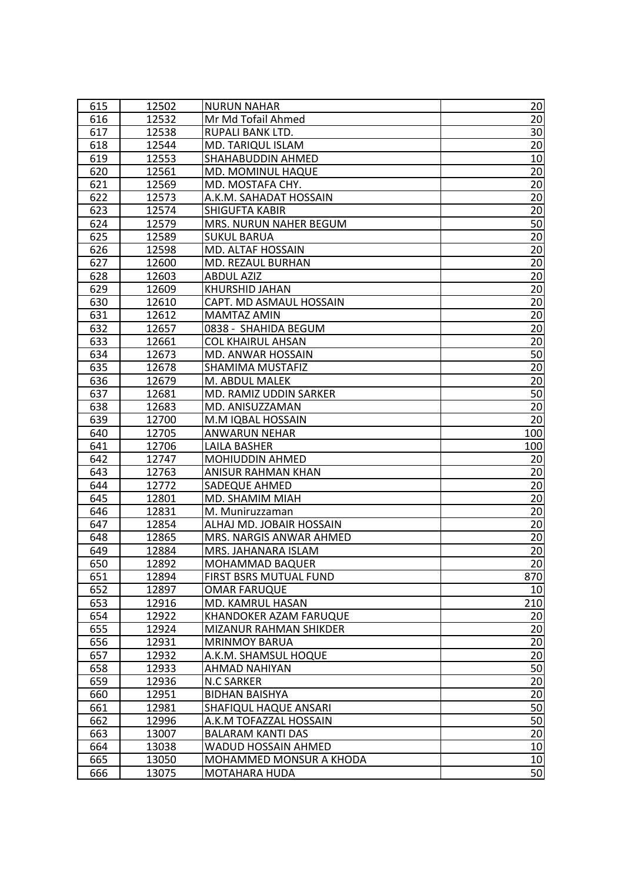| | | | |
|---|---|---|---|
| 615 | 12502 | NURUN NAHAR | 20 |
| 616 | 12532 | Mr Md Tofail Ahmed | 20 |
| 617 | 12538 | RUPALI BANK LTD. | 30 |
| 618 | 12544 | MD. TARIQUL ISLAM | 20 |
| 619 | 12553 | SHAHABUDDIN AHMED | 10 |
| 620 | 12561 | MD. MOMINUL HAQUE | 20 |
| 621 | 12569 | MD. MOSTAFA CHY. | 20 |
| 622 | 12573 | A.K.M. SAHADAT HOSSAIN | 20 |
| 623 | 12574 | SHIGUFTA KABIR | 20 |
| 624 | 12579 | MRS. NURUN NAHER BEGUM | 50 |
| 625 | 12589 | SUKUL BARUA | 20 |
| 626 | 12598 | MD. ALTAF HOSSAIN | 20 |
| 627 | 12600 | MD. REZAUL BURHAN | 20 |
| 628 | 12603 | ABDUL AZIZ | 20 |
| 629 | 12609 | KHURSHID JAHAN | 20 |
| 630 | 12610 | CAPT. MD ASMAUL HOSSAIN | 20 |
| 631 | 12612 | MAMTAZ AMIN | 20 |
| 632 | 12657 | 0838 - SHAHIDA BEGUM | 20 |
| 633 | 12661 | COL KHAIRUL AHSAN | 20 |
| 634 | 12673 | MD. ANWAR HOSSAIN | 50 |
| 635 | 12678 | SHAMIMA MUSTAFIZ | 20 |
| 636 | 12679 | M. ABDUL MALEK | 20 |
| 637 | 12681 | MD. RAMIZ UDDIN SARKER | 50 |
| 638 | 12683 | MD. ANISUZZAMAN | 20 |
| 639 | 12700 | M.M IQBAL HOSSAIN | 20 |
| 640 | 12705 | ANWARUN NEHAR | 100 |
| 641 | 12706 | LAILA BASHER | 100 |
| 642 | 12747 | MOHIUDDIN AHMED | 20 |
| 643 | 12763 | ANISUR RAHMAN KHAN | 20 |
| 644 | 12772 | SADEQUE AHMED | 20 |
| 645 | 12801 | MD. SHAMIM MIAH | 20 |
| 646 | 12831 | M. Muniruzzaman | 20 |
| 647 | 12854 | ALHAJ MD. JOBAIR HOSSAIN | 20 |
| 648 | 12865 | MRS. NARGIS ANWAR AHMED | 20 |
| 649 | 12884 | MRS. JAHANARA ISLAM | 20 |
| 650 | 12892 | MOHAMMAD BAQUER | 20 |
| 651 | 12894 | FIRST BSRS MUTUAL FUND | 870 |
| 652 | 12897 | OMAR FARUQUE | 10 |
| 653 | 12916 | MD. KAMRUL HASAN | 210 |
| 654 | 12922 | KHANDOKER AZAM FARUQUE | 20 |
| 655 | 12924 | MIZANUR RAHMAN SHIKDER | 20 |
| 656 | 12931 | MRINMOY BARUA | 20 |
| 657 | 12932 | A.K.M. SHAMSUL HOQUE | 20 |
| 658 | 12933 | AHMAD NAHIYAN | 50 |
| 659 | 12936 | N.C SARKER | 20 |
| 660 | 12951 | BIDHAN BAISHYA | 20 |
| 661 | 12981 | SHAFIQUL HAQUE ANSARI | 50 |
| 662 | 12996 | A.K.M TOFAZZAL HOSSAIN | 50 |
| 663 | 13007 | BALARAM KANTI DAS | 20 |
| 664 | 13038 | WADUD HOSSAIN AHMED | 10 |
| 665 | 13050 | MOHAMMED MONSUR A KHODA | 10 |
| 666 | 13075 | MOTAHARA HUDA | 50 |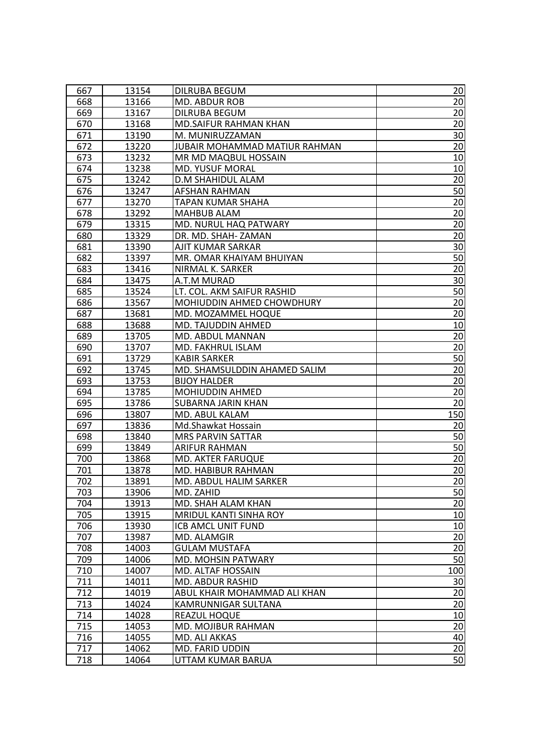| 667 | 13154 | DILRUBA BEGUM | 20 |
|---|---|---|---|
| 668 | 13166 | MD. ABDUR ROB | 20 |
| 669 | 13167 | DILRUBA BEGUM | 20 |
| 670 | 13168 | MD.SAIFUR RAHMAN KHAN | 20 |
| 671 | 13190 | M. MUNIRUZZAMAN | 30 |
| 672 | 13220 | JUBAIR MOHAMMAD MATIUR RAHMAN | 20 |
| 673 | 13232 | MR MD MAQBUL HOSSAIN | 10 |
| 674 | 13238 | MD. YUSUF MORAL | 10 |
| 675 | 13242 | D.M SHAHIDUL ALAM | 20 |
| 676 | 13247 | AFSHAN RAHMAN | 50 |
| 677 | 13270 | TAPAN KUMAR SHAHA | 20 |
| 678 | 13292 | MAHBUB ALAM | 20 |
| 679 | 13315 | MD. NURUL HAQ PATWARY | 20 |
| 680 | 13329 | DR. MD. SHAH- ZAMAN | 20 |
| 681 | 13390 | AJIT KUMAR SARKAR | 30 |
| 682 | 13397 | MR. OMAR KHAIYAM BHUIYAN | 50 |
| 683 | 13416 | NIRMAL K. SARKER | 20 |
| 684 | 13475 | A.T.M MURAD | 30 |
| 685 | 13524 | LT. COL. AKM SAIFUR RASHID | 50 |
| 686 | 13567 | MOHIUDDIN AHMED CHOWDHURY | 20 |
| 687 | 13681 | MD. MOZAMMEL HOQUE | 20 |
| 688 | 13688 | MD. TAJUDDIN AHMED | 10 |
| 689 | 13705 | MD. ABDUL MANNAN | 20 |
| 690 | 13707 | MD. FAKHRUL ISLAM | 20 |
| 691 | 13729 | KABIR SARKER | 50 |
| 692 | 13745 | MD. SHAMSULDDIN AHAMED SALIM | 20 |
| 693 | 13753 | BIJOY HALDER | 20 |
| 694 | 13785 | MOHIUDDIN AHMED | 20 |
| 695 | 13786 | SUBARNA JARIN KHAN | 20 |
| 696 | 13807 | MD. ABUL KALAM | 150 |
| 697 | 13836 | Md.Shawkat Hossain | 20 |
| 698 | 13840 | MRS PARVIN SATTAR | 50 |
| 699 | 13849 | ARIFUR RAHMAN | 50 |
| 700 | 13868 | MD. AKTER FARUQUE | 20 |
| 701 | 13878 | MD. HABIBUR RAHMAN | 20 |
| 702 | 13891 | MD. ABDUL HALIM SARKER | 20 |
| 703 | 13906 | MD. ZAHID | 50 |
| 704 | 13913 | MD. SHAH ALAM KHAN | 20 |
| 705 | 13915 | MRIDUL KANTI SINHA ROY | 10 |
| 706 | 13930 | ICB AMCL UNIT FUND | 10 |
| 707 | 13987 | MD. ALAMGIR | 20 |
| 708 | 14003 | GULAM MUSTAFA | 20 |
| 709 | 14006 | MD. MOHSIN PATWARY | 50 |
| 710 | 14007 | MD. ALTAF HOSSAIN | 100 |
| 711 | 14011 | MD. ABDUR RASHID | 30 |
| 712 | 14019 | ABUL KHAIR MOHAMMAD ALI KHAN | 20 |
| 713 | 14024 | KAMRUNNIGAR SULTANA | 20 |
| 714 | 14028 | REAZUL HOQUE | 10 |
| 715 | 14053 | MD. MOJIBUR RAHMAN | 20 |
| 716 | 14055 | MD. ALI AKKAS | 40 |
| 717 | 14062 | MD. FARID UDDIN | 20 |
| 718 | 14064 | UTTAM KUMAR BARUA | 50 |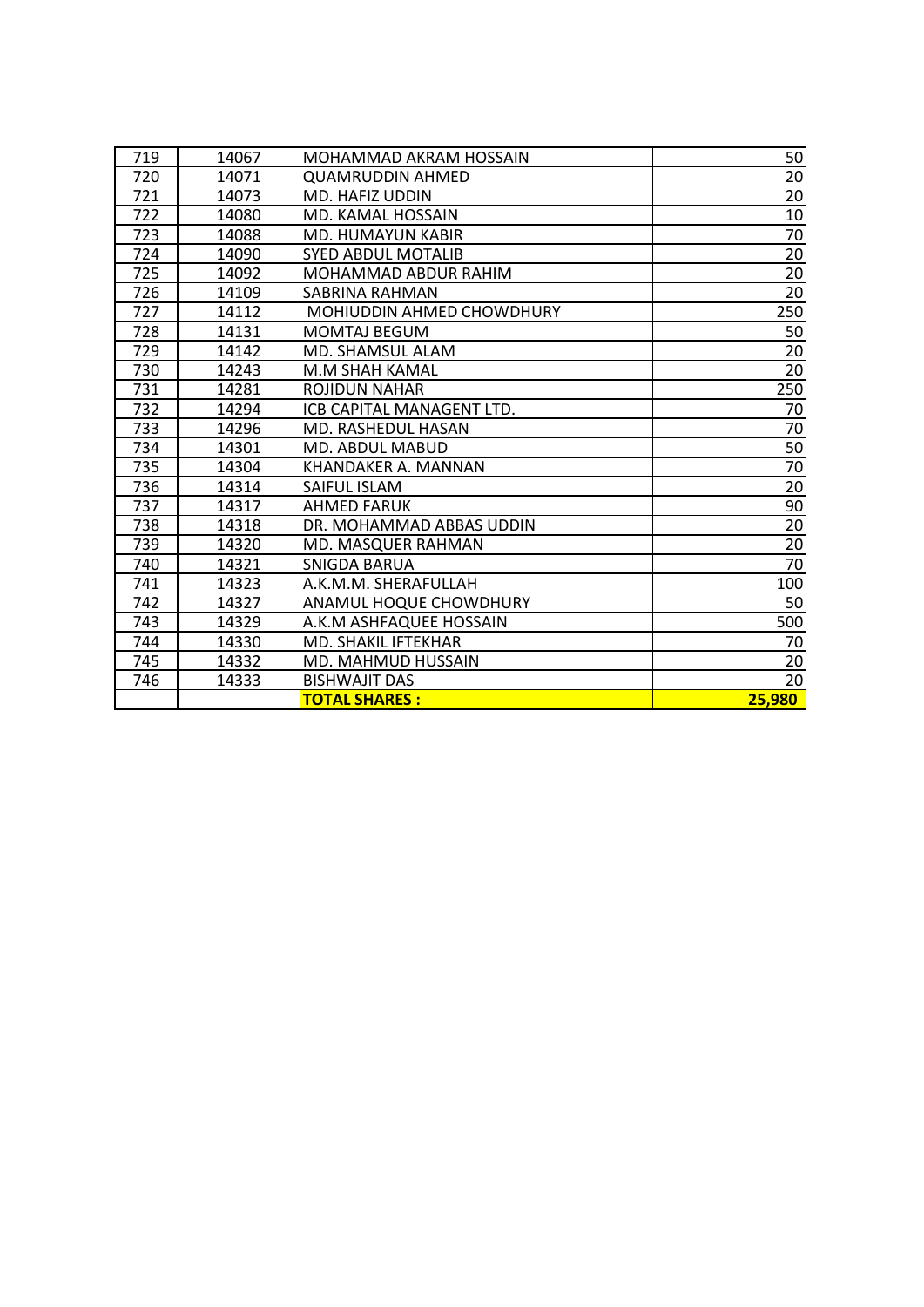| | | | |
|---|---|---|---|
| 719 | 14067 | MOHAMMAD AKRAM HOSSAIN | 50 |
| 720 | 14071 | QUAMRUDDIN AHMED | 20 |
| 721 | 14073 | MD. HAFIZ UDDIN | 20 |
| 722 | 14080 | MD. KAMAL HOSSAIN | 10 |
| 723 | 14088 | MD. HUMAYUN KABIR | 70 |
| 724 | 14090 | SYED ABDUL MOTALIB | 20 |
| 725 | 14092 | MOHAMMAD ABDUR RAHIM | 20 |
| 726 | 14109 | SABRINA RAHMAN | 20 |
| 727 | 14112 | MOHIUDDIN AHMED CHOWDHURY | 250 |
| 728 | 14131 | MOMTAJ BEGUM | 50 |
| 729 | 14142 | MD. SHAMSUL ALAM | 20 |
| 730 | 14243 | M.M SHAH KAMAL | 20 |
| 731 | 14281 | ROJIDUN NAHAR | 250 |
| 732 | 14294 | ICB CAPITAL MANAGENT LTD. | 70 |
| 733 | 14296 | MD. RASHEDUL HASAN | 70 |
| 734 | 14301 | MD. ABDUL MABUD | 50 |
| 735 | 14304 | KHANDAKER A. MANNAN | 70 |
| 736 | 14314 | SAIFUL ISLAM | 20 |
| 737 | 14317 | AHMED FARUK | 90 |
| 738 | 14318 | DR. MOHAMMAD ABBAS UDDIN | 20 |
| 739 | 14320 | MD. MASQUER RAHMAN | 20 |
| 740 | 14321 | SNIGDA BARUA | 70 |
| 741 | 14323 | A.K.M.M. SHERAFULLAH | 100 |
| 742 | 14327 | ANAMUL HOQUE CHOWDHURY | 50 |
| 743 | 14329 | A.K.M ASHFAQUEE HOSSAIN | 500 |
| 744 | 14330 | MD. SHAKIL IFTEKHAR | 70 |
| 745 | 14332 | MD. MAHMUD HUSSAIN | 20 |
| 746 | 14333 | BISHWAJIT DAS | 20 |
| | | **TOTAL SHARES :** | **25,980** |